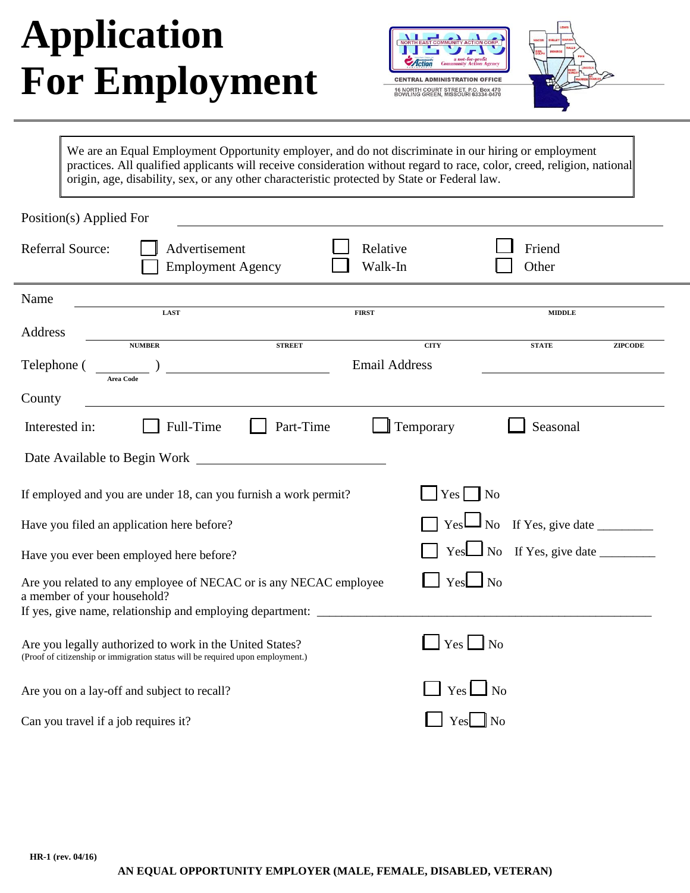# Application For Employment

NORTH EAST COMMUNITY ACTION CORP.
NECAC
a not-for-profit Community Action Agency

CENTRAL ADMINISTRATION OFFICE
16 NORTH COURT STREET, P.O. Box 470
BOWLING GREEN, MISSOURI 63334-0470

---

> We are an Equal Employment Opportunity employer, and do not discriminate in our hiring or employment practices. All qualified applicants will receive consideration without regard to race, color, creed, religion, national origin, age, disability, sex, or any other characteristic protected by State or Federal law.

Position(s) Applied For ______________________________

Referral Source: ☐ Advertisement ☐ Relative ☐ Friend
☐ Employment Agency ☐ Walk-In ☐ Other

---

Name ______________________________
LAST FIRST MIDDLE

Address ______________________________
NUMBER STREET CITY STATE ZIPCODE

Telephone ( ______ ) ______________ Email Address ______________
Area Code

County ______________________________

Interested in: ☐ Full-Time ☐ Part-Time ☐ Temporary ☐ Seasonal

Date Available to Begin Work ______________

If employed and you are under 18, can you furnish a work permit? ☐ Yes ☐ No

Have you filed an application here before? ☐ Yes ☐ No If Yes, give date _________

Have you ever been employed here before? ☐ Yes ☐ No If Yes, give date _________

Are you related to any employee of NECAC or is any NECAC employee a member of your household? ☐ Yes ☐ No
If yes, give name, relationship and employing department: ______________________________

Are you legally authorized to work in the United States? ☐ Yes ☐ No
(Proof of citizenship or immigration status will be required upon employment.)

Are you on a lay-off and subject to recall? ☐ Yes ☐ No

Can you travel if a job requires it? ☐ Yes ☐ No

HR-1 (rev. 04/16)

**AN EQUAL OPPORTUNITY EMPLOYER (MALE, FEMALE, DISABLED, VETERAN)**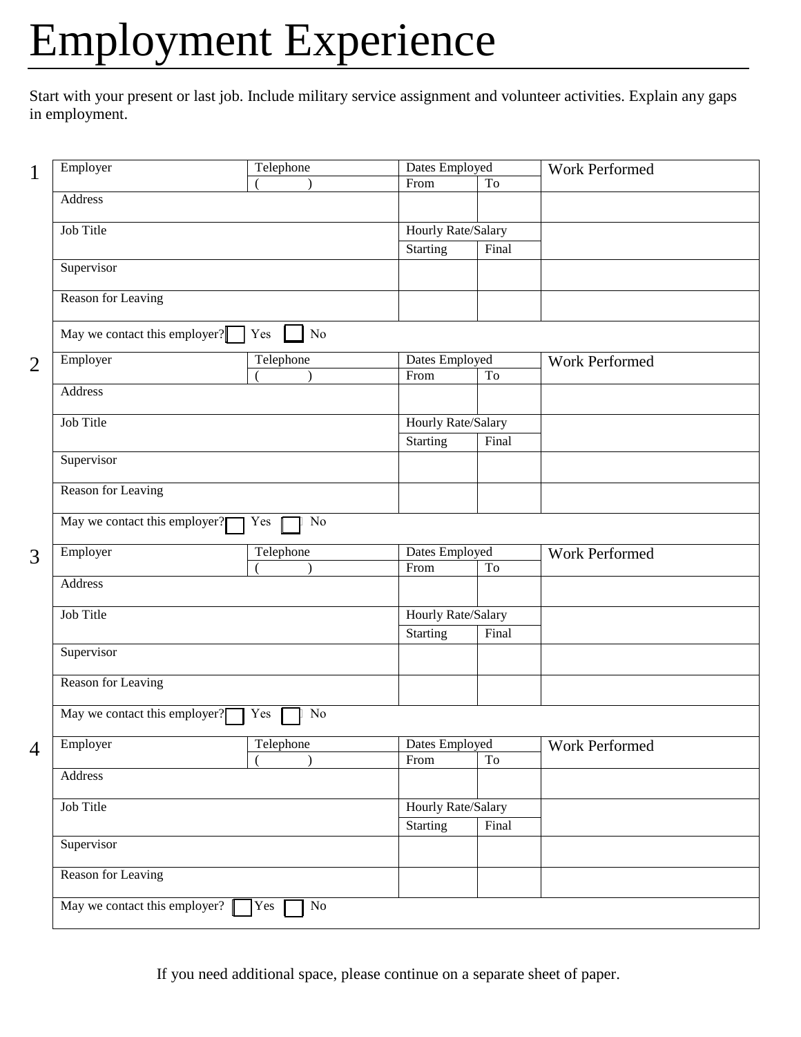# Employment Experience

Start with your present or last job. Include military service assignment and volunteer activities. Explain any gaps in employment.

**1**

| Employer | Telephone ( ) | Dates Employed From | To | Work Performed |
| --- | --- | --- | --- | --- |
| Address | | | | |
| Job Title | | Hourly Rate/Salary Starting | Final | |
| Supervisor | | | | |
| Reason for Leaving | | | | |
| May we contact this employer? ☐ Yes ☐ No | | | | |

**2**

| Employer | Telephone ( ) | Dates Employed From | To | Work Performed |
| --- | --- | --- | --- | --- |
| Address | | | | |
| Job Title | | Hourly Rate/Salary Starting | Final | |
| Supervisor | | | | |
| Reason for Leaving | | | | |
| May we contact this employer? ☐ Yes ☐ No | | | | |

**3**

| Employer | Telephone ( ) | Dates Employed From | To | Work Performed |
| --- | --- | --- | --- | --- |
| Address | | | | |
| Job Title | | Hourly Rate/Salary Starting | Final | |
| Supervisor | | | | |
| Reason for Leaving | | | | |
| May we contact this employer? ☐ Yes ☐ No | | | | |

**4**

| Employer | Telephone ( ) | Dates Employed From | To | Work Performed |
| --- | --- | --- | --- | --- |
| Address | | | | |
| Job Title | | Hourly Rate/Salary Starting | Final | |
| Supervisor | | | | |
| Reason for Leaving | | | | |
| May we contact this employer? ☐ Yes ☐ No | | | | |

If you need additional space, please continue on a separate sheet of paper.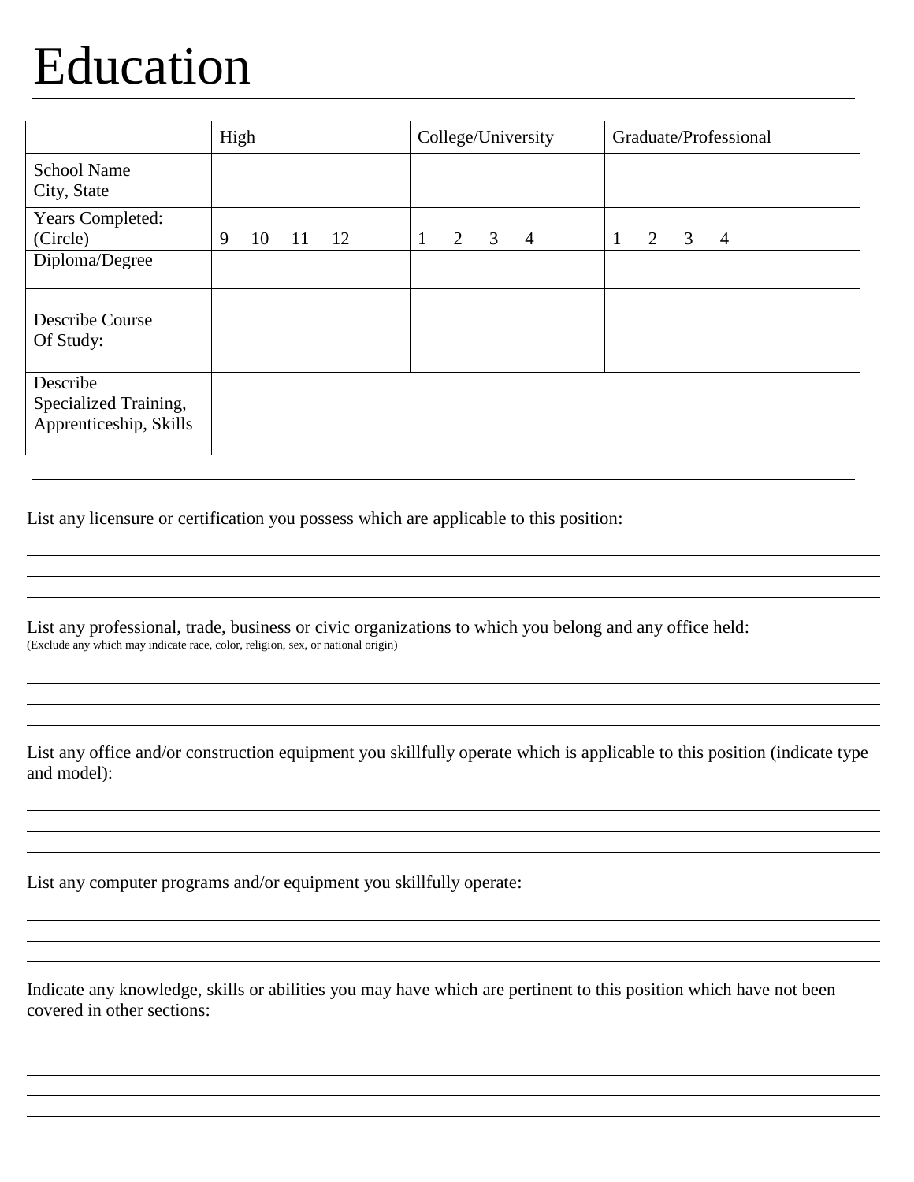# Education

| | High | College/University | Graduate/Professional |
|---|---|---|---|
| School Name<br>City, State | | | |
| Years Completed:<br>(Circle) | 9 10 11 12 | 1 2 3 4 | 1 2 3 4 |
| Diploma/Degree | | | |
| Describe Course<br>Of Study: | | | |
| Describe<br>Specialized Training,<br>Apprenticeship, Skills | | | |

List any licensure or certification you possess which are applicable to this position:

List any professional, trade, business or civic organizations to which you belong and any office held:
(Exclude any which may indicate race, color, religion, sex, or national origin)

List any office and/or construction equipment you skillfully operate which is applicable to this position (indicate type and model):

List any computer programs and/or equipment you skillfully operate:

Indicate any knowledge, skills or abilities you may have which are pertinent to this position which have not been covered in other sections: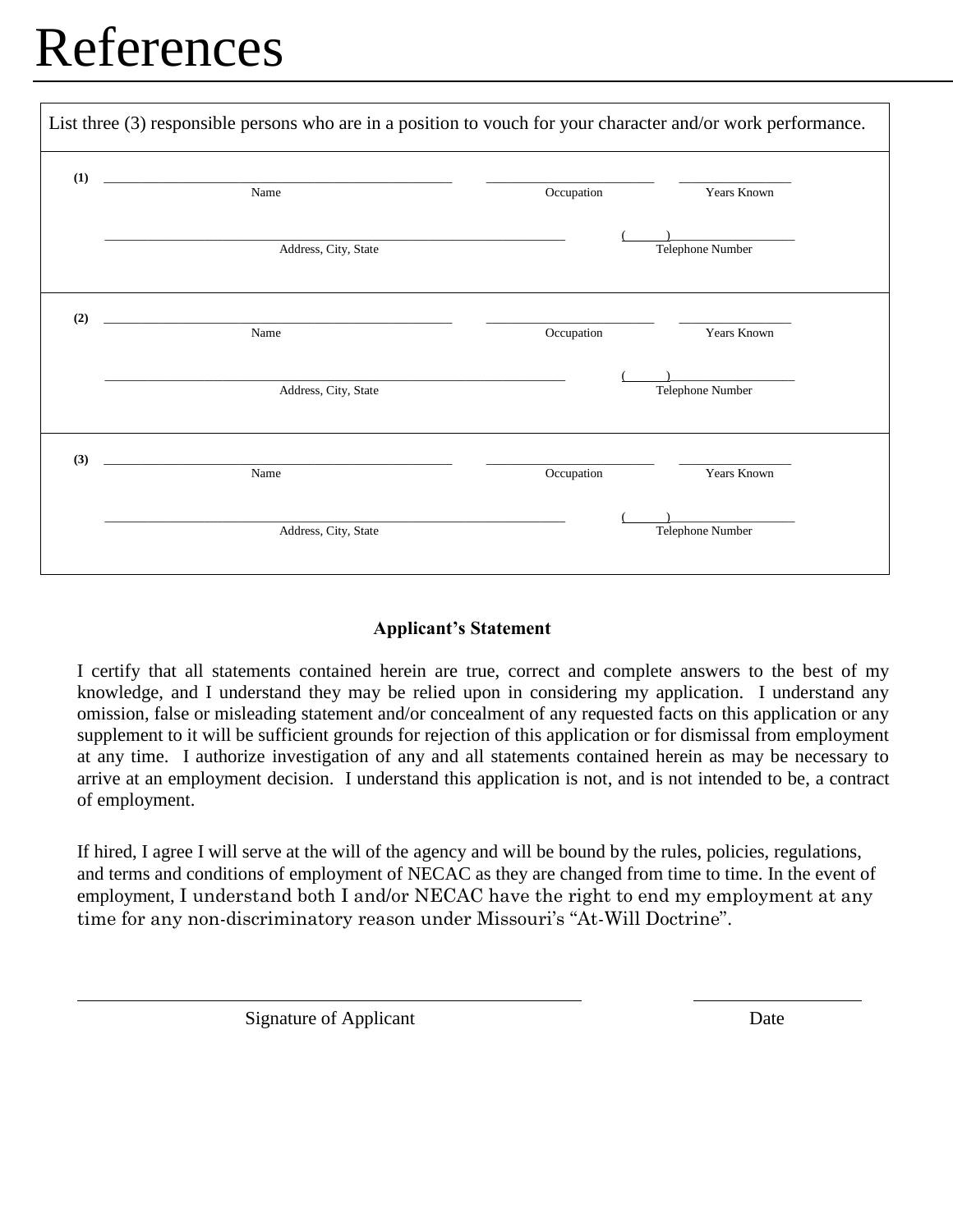# References

List three (3) responsible persons who are in a position to vouch for your character and/or work performance.

**(1)** ______________________________ ______________________ ________________
Name Occupation Years Known

______________________________________________ (      )______________________
Address, City, State Telephone Number

**(2)** ______________________________ ______________________ ________________
Name Occupation Years Known

______________________________________________ (      )______________________
Address, City, State Telephone Number

**(3)** ______________________________ ______________________ ________________
Name Occupation Years Known

______________________________________________ (      )______________________
Address, City, State Telephone Number

**Applicant's Statement**

I certify that all statements contained herein are true, correct and complete answers to the best of my knowledge, and I understand they may be relied upon in considering my application. I understand any omission, false or misleading statement and/or concealment of any requested facts on this application or any supplement to it will be sufficient grounds for rejection of this application or for dismissal from employment at any time. I authorize investigation of any and all statements contained herein as may be necessary to arrive at an employment decision. I understand this application is not, and is not intended to be, a contract of employment.

If hired, I agree I will serve at the will of the agency and will be bound by the rules, policies, regulations, and terms and conditions of employment of NECAC as they are changed from time to time. In the event of employment, I understand both I and/or NECAC have the right to end my employment at any time for any non-discriminatory reason under Missouri's "At-Will Doctrine".

______________________________________ ________________
Signature of Applicant Date